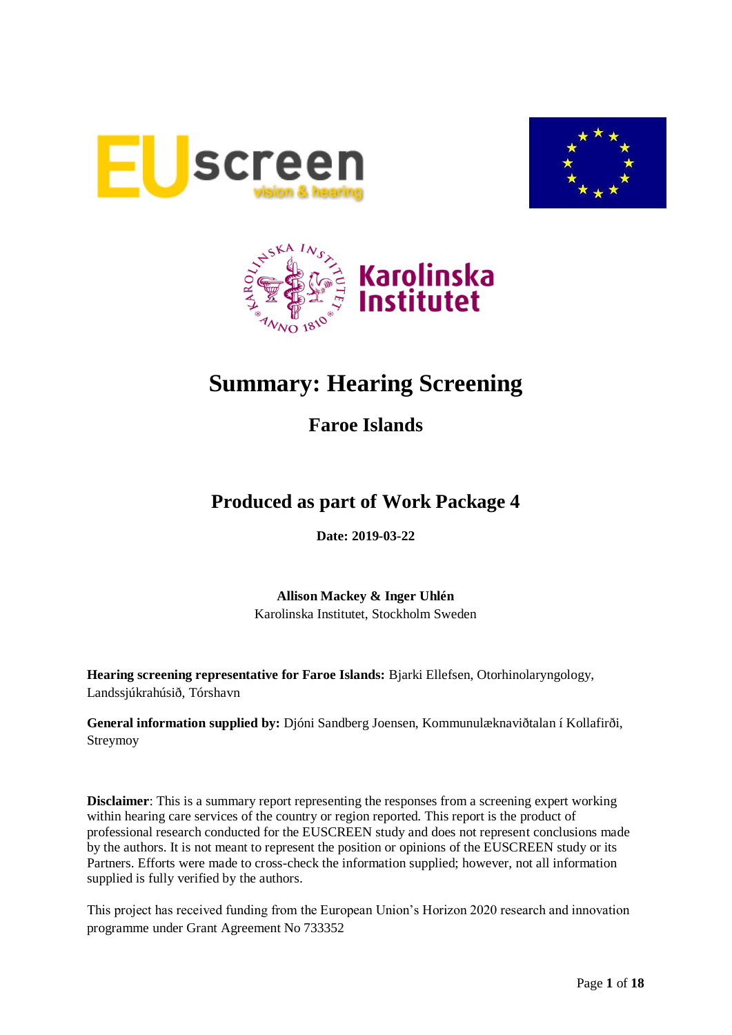# Summary: Hearing Screening

## Faroe Islands

## Produced as part of Work Package 4

**Date: 2019-03-22**

**Allison Mackey & Inger Uhlén**
Karolinska Institutet, Stockholm Sweden

**Hearing screening representative for Faroe Islands:** Bjarki Ellefsen, Otorhinolaryngology, Landssjúkrahúsið, Tórshavn

**General information supplied by:** Djóni Sandberg Joensen, Kommunulæknaviðtalan í Kollafirði, Streymoy

**Disclaimer**: This is a summary report representing the responses from a screening expert working within hearing care services of the country or region reported. This report is the product of professional research conducted for the EUSCREEN study and does not represent conclusions made by the authors. It is not meant to represent the position or opinions of the EUSCREEN study or its Partners. Efforts were made to cross-check the information supplied; however, not all information supplied is fully verified by the authors.

This project has received funding from the European Union's Horizon 2020 research and innovation programme under Grant Agreement No 733352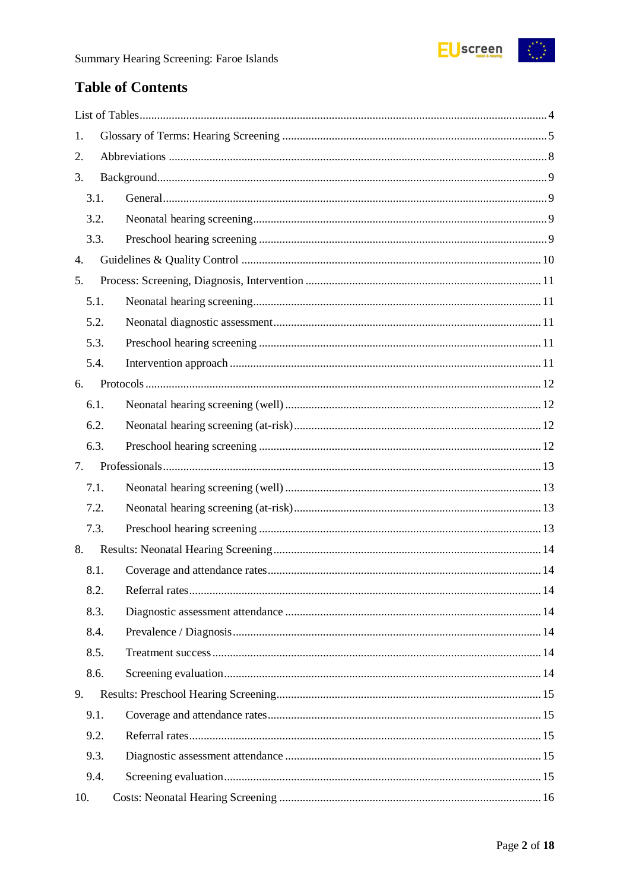## Table of Contents

List of Tables ..... 4

1. Glossary of Terms: Hearing Screening ..... 5
2. Abbreviations ..... 8
3. Background ..... 9
   - 3.1. General ..... 9
   - 3.2. Neonatal hearing screening ..... 9
   - 3.3. Preschool hearing screening ..... 9
4. Guidelines & Quality Control ..... 10
5. Process: Screening, Diagnosis, Intervention ..... 11
   - 5.1. Neonatal hearing screening ..... 11
   - 5.2. Neonatal diagnostic assessment ..... 11
   - 5.3. Preschool hearing screening ..... 11
   - 5.4. Intervention approach ..... 11
6. Protocols ..... 12
   - 6.1. Neonatal hearing screening (well) ..... 12
   - 6.2. Neonatal hearing screening (at-risk) ..... 12
   - 6.3. Preschool hearing screening ..... 12
7. Professionals ..... 13
   - 7.1. Neonatal hearing screening (well) ..... 13
   - 7.2. Neonatal hearing screening (at-risk) ..... 13
   - 7.3. Preschool hearing screening ..... 13
8. Results: Neonatal Hearing Screening ..... 14
   - 8.1. Coverage and attendance rates ..... 14
   - 8.2. Referral rates ..... 14
   - 8.3. Diagnostic assessment attendance ..... 14
   - 8.4. Prevalence / Diagnosis ..... 14
   - 8.5. Treatment success ..... 14
   - 8.6. Screening evaluation ..... 14
9. Results: Preschool Hearing Screening ..... 15
   - 9.1. Coverage and attendance rates ..... 15
   - 9.2. Referral rates ..... 15
   - 9.3. Diagnostic assessment attendance ..... 15
   - 9.4. Screening evaluation ..... 15
10. Costs: Neonatal Hearing Screening ..... 16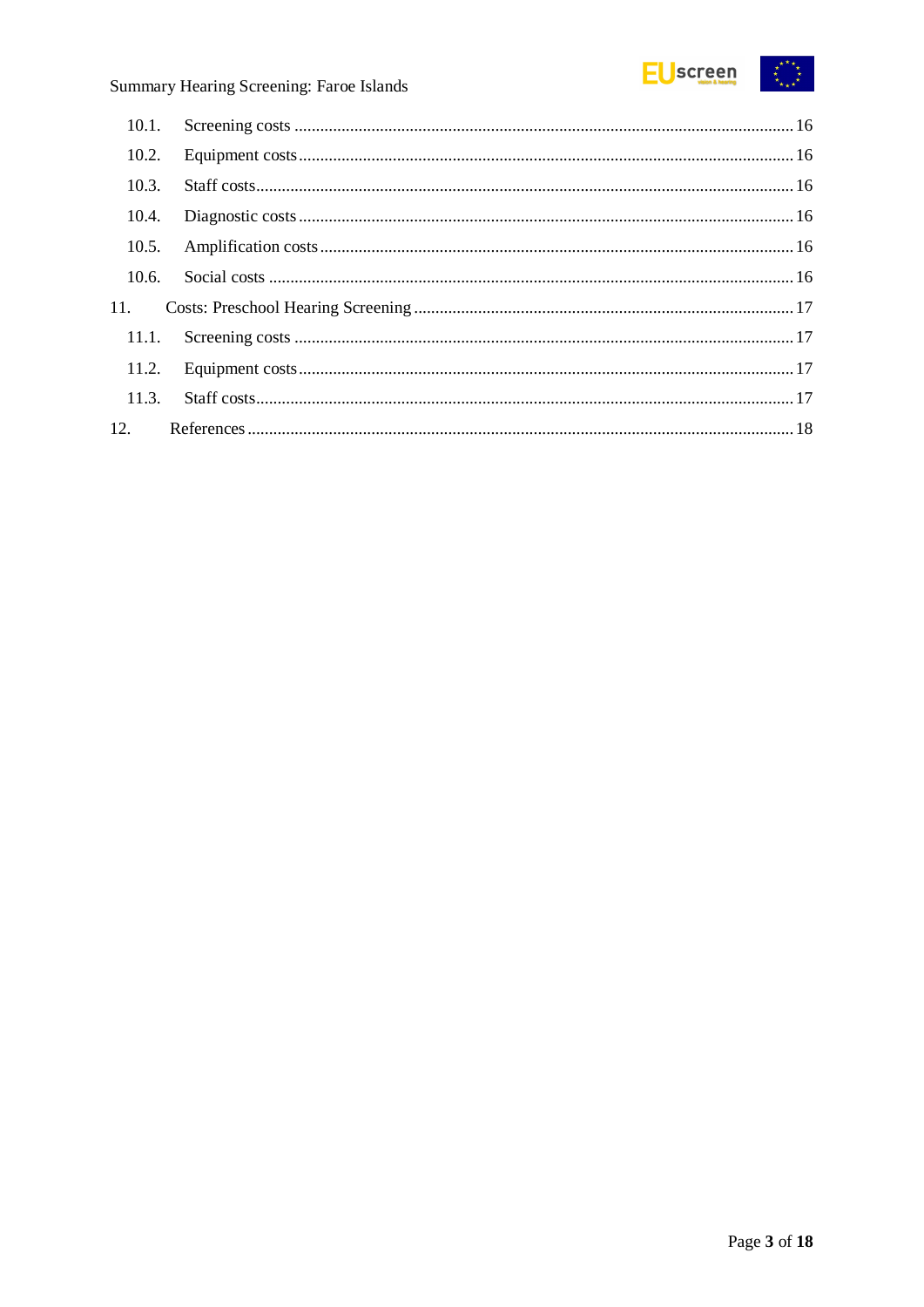10.1. Screening costs ..... 16

10.2. Equipment costs ..... 16

10.3. Staff costs ..... 16

10.4. Diagnostic costs ..... 16

10.5. Amplification costs ..... 16

10.6. Social costs ..... 16

11. Costs: Preschool Hearing Screening ..... 17

11.1. Screening costs ..... 17

11.2. Equipment costs ..... 17

11.3. Staff costs ..... 17

12. References ..... 18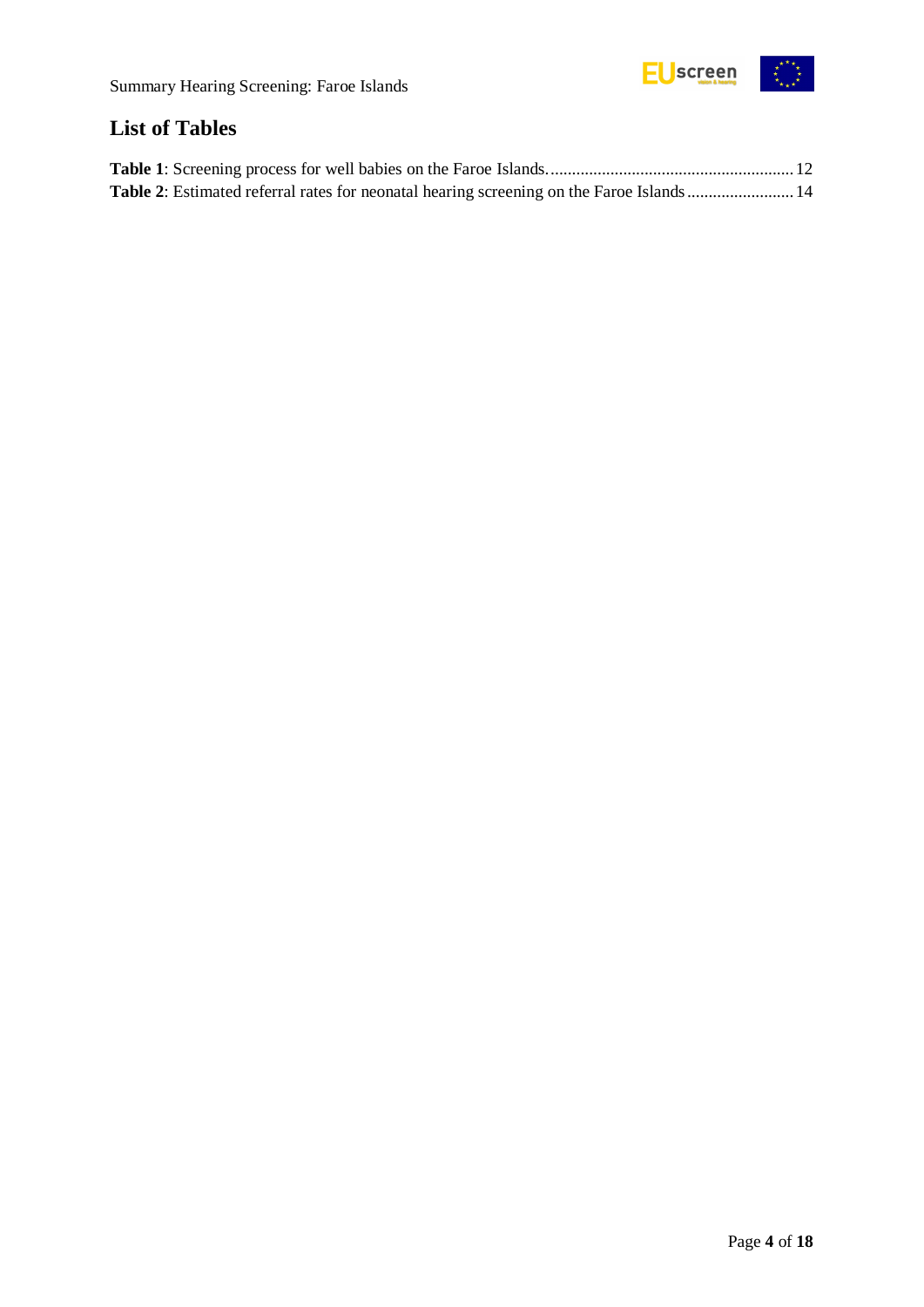## List of Tables

**Table 1**: Screening process for well babies on the Faroe Islands. .......................................................... 12
**Table 2**: Estimated referral rates for neonatal hearing screening on the Faroe Islands ......................... 14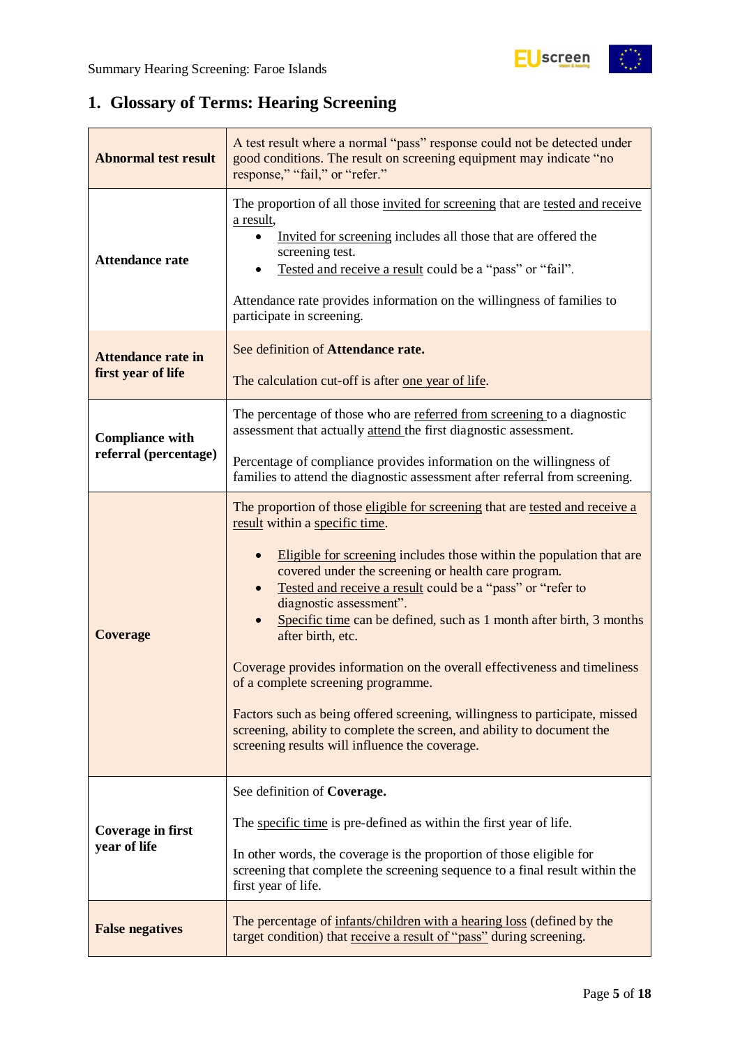## 1. Glossary of Terms: Hearing Screening

| | |
|---|---|
| **Abnormal test result** | A test result where a normal "pass" response could not be detected under good conditions. The result on screening equipment may indicate "no response," "fail," or "refer." |
| **Attendance rate** | The proportion of all those invited for screening that are tested and receive a result,<br>• Invited for screening includes all those that are offered the screening test.<br>• Tested and receive a result could be a "pass" or "fail".<br><br>Attendance rate provides information on the willingness of families to participate in screening. |
| **Attendance rate in first year of life** | See definition of **Attendance rate.**<br><br>The calculation cut-off is after one year of life. |
| **Compliance with referral (percentage)** | The percentage of those who are referred from screening to a diagnostic assessment that actually attend the first diagnostic assessment.<br><br>Percentage of compliance provides information on the willingness of families to attend the diagnostic assessment after referral from screening. |
| **Coverage** | The proportion of those eligible for screening that are tested and receive a result within a specific time.<br><br>• Eligible for screening includes those within the population that are covered under the screening or health care program.<br>• Tested and receive a result could be a "pass" or "refer to diagnostic assessment".<br>• Specific time can be defined, such as 1 month after birth, 3 months after birth, etc.<br><br>Coverage provides information on the overall effectiveness and timeliness of a complete screening programme.<br><br>Factors such as being offered screening, willingness to participate, missed screening, ability to complete the screen, and ability to document the screening results will influence the coverage. |
| **Coverage in first year of life** | See definition of **Coverage.**<br><br>The specific time is pre-defined as within the first year of life.<br><br>In other words, the coverage is the proportion of those eligible for screening that complete the screening sequence to a final result within the first year of life. |
| **False negatives** | The percentage of infants/children with a hearing loss (defined by the target condition) that receive a result of "pass" during screening. |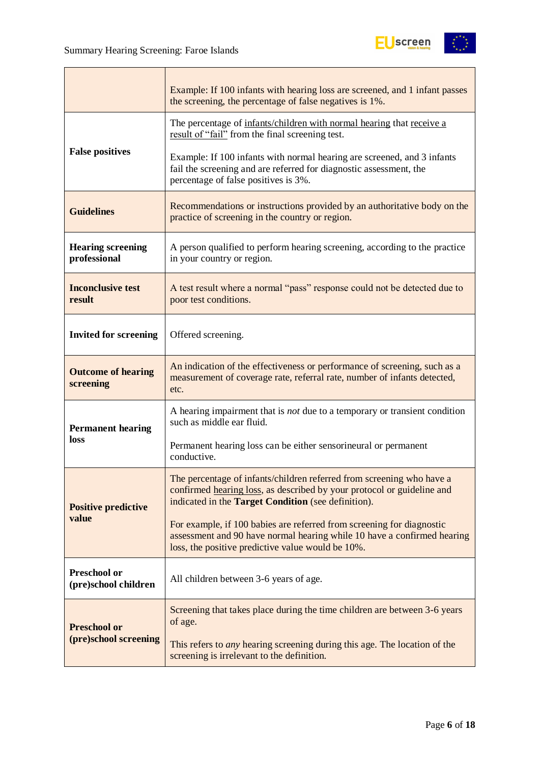| | |
|---|---|
| | Example: If 100 infants with hearing loss are screened, and 1 infant passes the screening, the percentage of false negatives is 1%. |
| **False positives** | The percentage of infants/children with normal hearing that receive a result of "fail" from the final screening test.<br><br>Example: If 100 infants with normal hearing are screened, and 3 infants fail the screening and are referred for diagnostic assessment, the percentage of false positives is 3%. |
| **Guidelines** | Recommendations or instructions provided by an authoritative body on the practice of screening in the country or region. |
| **Hearing screening professional** | A person qualified to perform hearing screening, according to the practice in your country or region. |
| **Inconclusive test result** | A test result where a normal "pass" response could not be detected due to poor test conditions. |
| **Invited for screening** | Offered screening. |
| **Outcome of hearing screening** | An indication of the effectiveness or performance of screening, such as a measurement of coverage rate, referral rate, number of infants detected, etc. |
| **Permanent hearing loss** | A hearing impairment that is *not* due to a temporary or transient condition such as middle ear fluid.<br><br>Permanent hearing loss can be either sensorineural or permanent conductive. |
| **Positive predictive value** | The percentage of infants/children referred from screening who have a confirmed hearing loss, as described by your protocol or guideline and indicated in the **Target Condition** (see definition).<br><br>For example, if 100 babies are referred from screening for diagnostic assessment and 90 have normal hearing while 10 have a confirmed hearing loss, the positive predictive value would be 10%. |
| **Preschool or (pre)school children** | All children between 3-6 years of age. |
| **Preschool or (pre)school screening** | Screening that takes place during the time children are between 3-6 years of age.<br><br>This refers to *any* hearing screening during this age. The location of the screening is irrelevant to the definition. |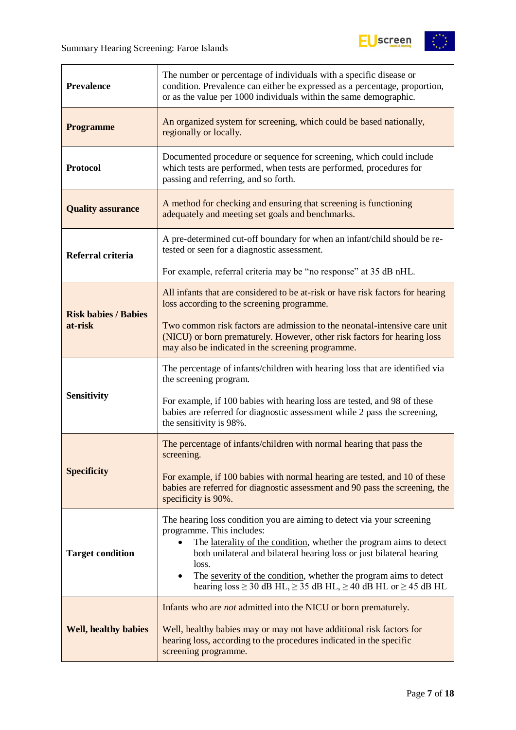| | |
|---|---|
| **Prevalence** | The number or percentage of individuals with a specific disease or condition. Prevalence can either be expressed as a percentage, proportion, or as the value per 1000 individuals within the same demographic. |
| **Programme** | An organized system for screening, which could be based nationally, regionally or locally. |
| **Protocol** | Documented procedure or sequence for screening, which could include which tests are performed, when tests are performed, procedures for passing and referring, and so forth. |
| **Quality assurance** | A method for checking and ensuring that screening is functioning adequately and meeting set goals and benchmarks. |
| **Referral criteria** | A pre-determined cut-off boundary for when an infant/child should be re-tested or seen for a diagnostic assessment.<br><br>For example, referral criteria may be “no response” at 35 dB nHL. |
| **Risk babies / Babies at-risk** | All infants that are considered to be at-risk or have risk factors for hearing loss according to the screening programme.<br><br>Two common risk factors are admission to the neonatal-intensive care unit (NICU) or born prematurely. However, other risk factors for hearing loss may also be indicated in the screening programme. |
| **Sensitivity** | The percentage of infants/children with hearing loss that are identified via the screening program.<br><br>For example, if 100 babies with hearing loss are tested, and 98 of these babies are referred for diagnostic assessment while 2 pass the screening, the sensitivity is 98%. |
| **Specificity** | The percentage of infants/children with normal hearing that pass the screening.<br><br>For example, if 100 babies with normal hearing are tested, and 10 of these babies are referred for diagnostic assessment and 90 pass the screening, the specificity is 90%. |
| **Target condition** | The hearing loss condition you are aiming to detect via your screening programme. This includes:<br>• The laterality of the condition, whether the program aims to detect both unilateral and bilateral hearing loss or just bilateral hearing loss.<br>• The severity of the condition, whether the program aims to detect hearing loss ≥ 30 dB HL, ≥ 35 dB HL, ≥ 40 dB HL or ≥ 45 dB HL |
| **Well, healthy babies** | Infants who are *not* admitted into the NICU or born prematurely.<br><br>Well, healthy babies may or may not have additional risk factors for hearing loss, according to the procedures indicated in the specific screening programme. |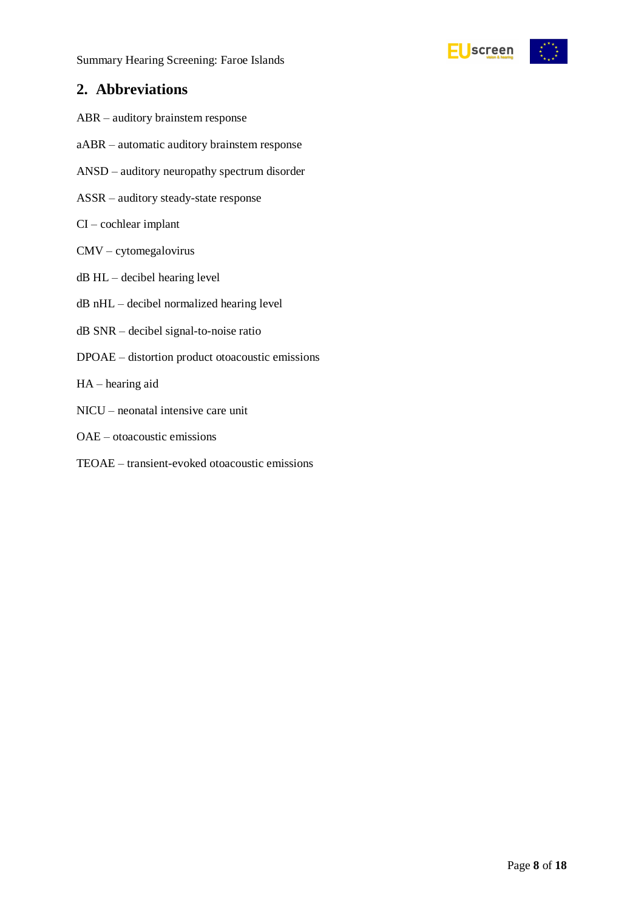## 2. Abbreviations

ABR – auditory brainstem response

aABR – automatic auditory brainstem response

ANSD – auditory neuropathy spectrum disorder

ASSR – auditory steady-state response

CI – cochlear implant

CMV – cytomegalovirus

dB HL – decibel hearing level

dB nHL – decibel normalized hearing level

dB SNR – decibel signal-to-noise ratio

DPOAE – distortion product otoacoustic emissions

HA – hearing aid

NICU – neonatal intensive care unit

OAE – otoacoustic emissions

TEOAE – transient-evoked otoacoustic emissions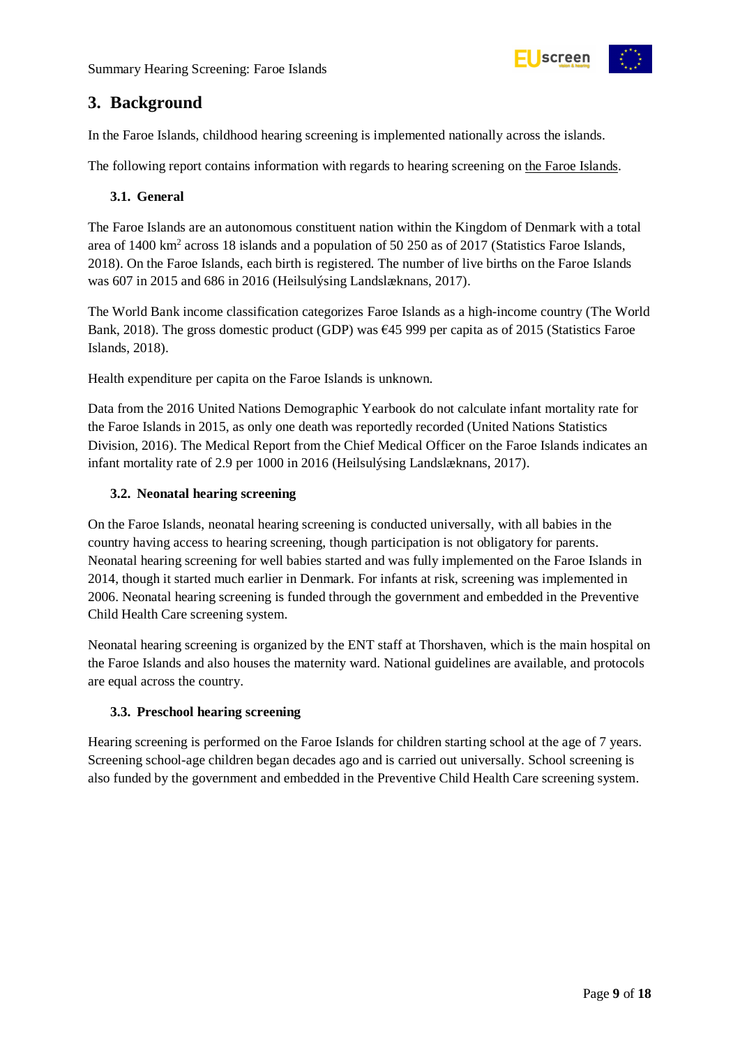## 3. Background

In the Faroe Islands, childhood hearing screening is implemented nationally across the islands.

The following report contains information with regards to hearing screening on the Faroe Islands.

### 3.1. General

The Faroe Islands are an autonomous constituent nation within the Kingdom of Denmark with a total area of 1400 km$^2$ across 18 islands and a population of 50 250 as of 2017 (Statistics Faroe Islands, 2018). On the Faroe Islands, each birth is registered. The number of live births on the Faroe Islands was 607 in 2015 and 686 in 2016 (Heilsulýsing Landslæknans, 2017).

The World Bank income classification categorizes Faroe Islands as a high-income country (The World Bank, 2018). The gross domestic product (GDP) was €45 999 per capita as of 2015 (Statistics Faroe Islands, 2018).

Health expenditure per capita on the Faroe Islands is unknown.

Data from the 2016 United Nations Demographic Yearbook do not calculate infant mortality rate for the Faroe Islands in 2015, as only one death was reportedly recorded (United Nations Statistics Division, 2016). The Medical Report from the Chief Medical Officer on the Faroe Islands indicates an infant mortality rate of 2.9 per 1000 in 2016 (Heilsulýsing Landslæknans, 2017).

### 3.2. Neonatal hearing screening

On the Faroe Islands, neonatal hearing screening is conducted universally, with all babies in the country having access to hearing screening, though participation is not obligatory for parents. Neonatal hearing screening for well babies started and was fully implemented on the Faroe Islands in 2014, though it started much earlier in Denmark. For infants at risk, screening was implemented in 2006. Neonatal hearing screening is funded through the government and embedded in the Preventive Child Health Care screening system.

Neonatal hearing screening is organized by the ENT staff at Thorshaven, which is the main hospital on the Faroe Islands and also houses the maternity ward. National guidelines are available, and protocols are equal across the country.

### 3.3. Preschool hearing screening

Hearing screening is performed on the Faroe Islands for children starting school at the age of 7 years. Screening school-age children began decades ago and is carried out universally. School screening is also funded by the government and embedded in the Preventive Child Health Care screening system.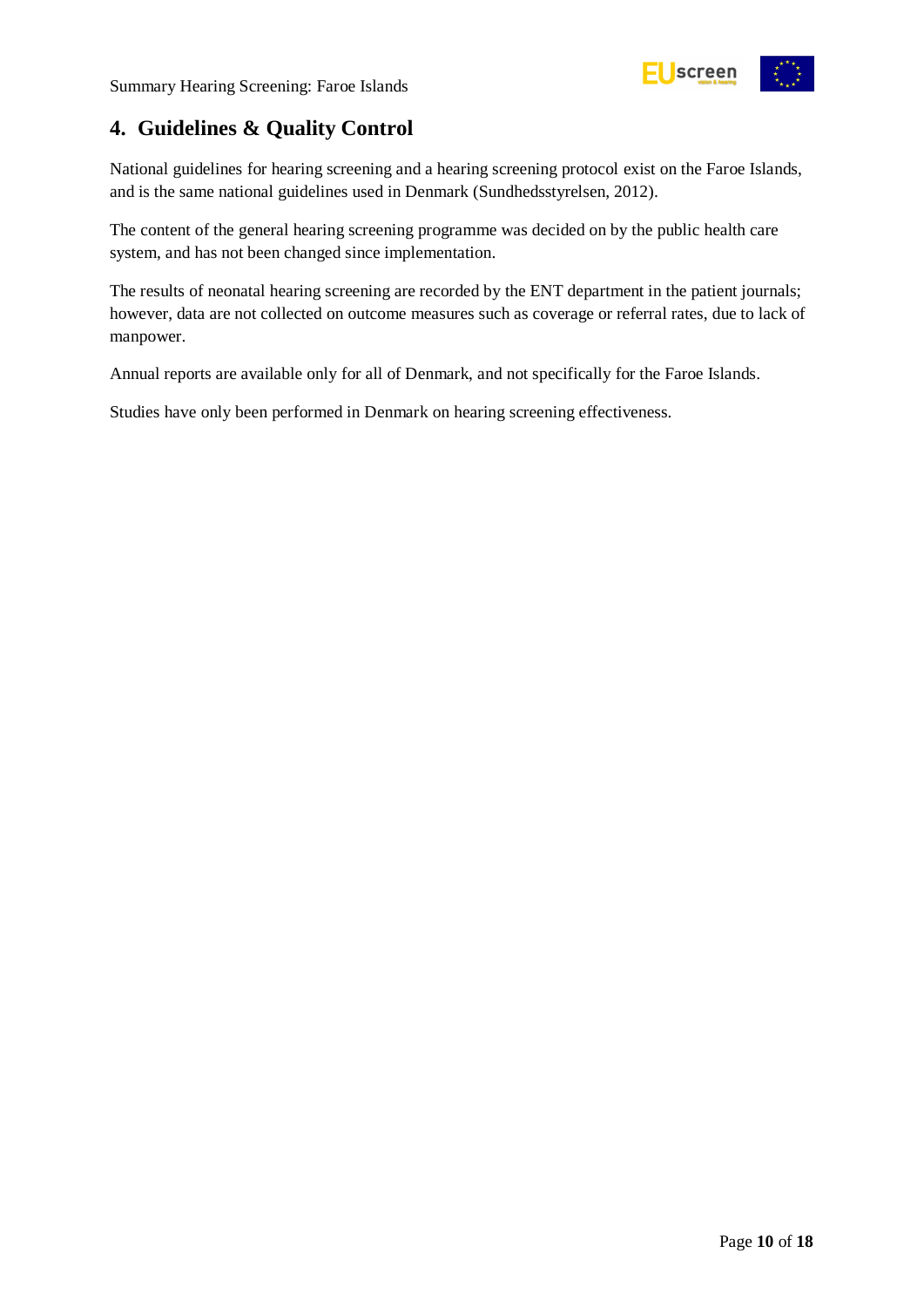## 4. Guidelines & Quality Control

National guidelines for hearing screening and a hearing screening protocol exist on the Faroe Islands, and is the same national guidelines used in Denmark (Sundhedsstyrelsen, 2012).

The content of the general hearing screening programme was decided on by the public health care system, and has not been changed since implementation.

The results of neonatal hearing screening are recorded by the ENT department in the patient journals; however, data are not collected on outcome measures such as coverage or referral rates, due to lack of manpower.

Annual reports are available only for all of Denmark, and not specifically for the Faroe Islands.

Studies have only been performed in Denmark on hearing screening effectiveness.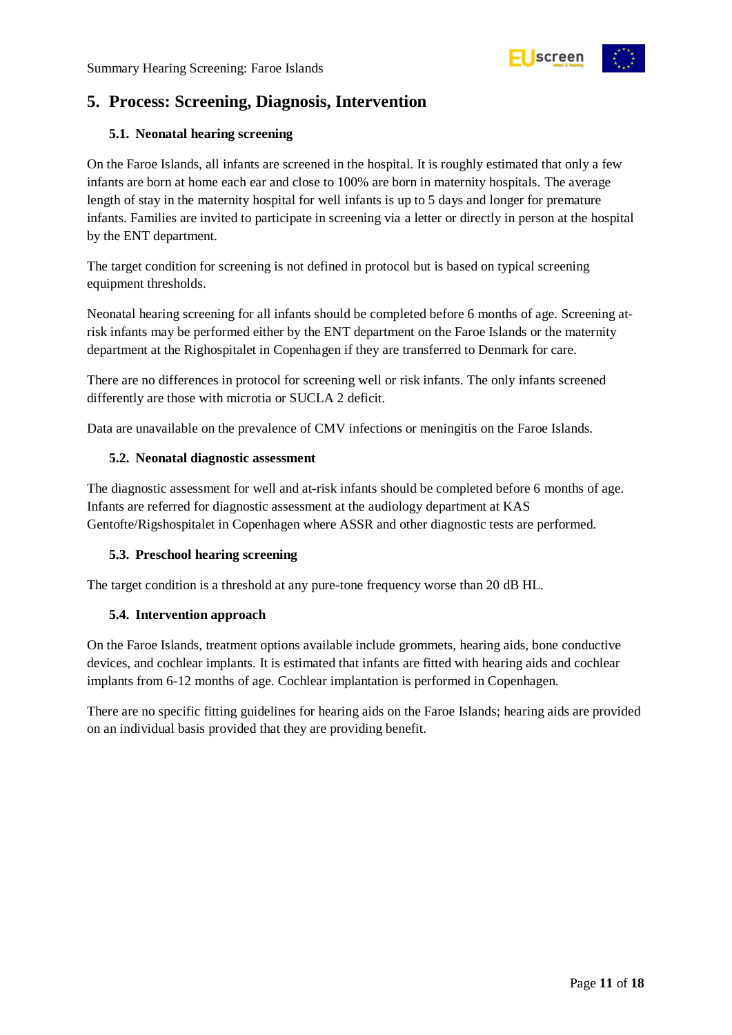## 5. Process: Screening, Diagnosis, Intervention

### 5.1. Neonatal hearing screening

On the Faroe Islands, all infants are screened in the hospital. It is roughly estimated that only a few infants are born at home each ear and close to 100% are born in maternity hospitals. The average length of stay in the maternity hospital for well infants is up to 5 days and longer for premature infants. Families are invited to participate in screening via a letter or directly in person at the hospital by the ENT department.

The target condition for screening is not defined in protocol but is based on typical screening equipment thresholds.

Neonatal hearing screening for all infants should be completed before 6 months of age. Screening at-risk infants may be performed either by the ENT department on the Faroe Islands or the maternity department at the Righospitalet in Copenhagen if they are transferred to Denmark for care.

There are no differences in protocol for screening well or risk infants. The only infants screened differently are those with microtia or SUCLA 2 deficit.

Data are unavailable on the prevalence of CMV infections or meningitis on the Faroe Islands.

### 5.2. Neonatal diagnostic assessment

The diagnostic assessment for well and at-risk infants should be completed before 6 months of age. Infants are referred for diagnostic assessment at the audiology department at KAS Gentofte/Rigshospitalet in Copenhagen where ASSR and other diagnostic tests are performed.

### 5.3. Preschool hearing screening

The target condition is a threshold at any pure-tone frequency worse than 20 dB HL.

### 5.4. Intervention approach

On the Faroe Islands, treatment options available include grommets, hearing aids, bone conductive devices, and cochlear implants. It is estimated that infants are fitted with hearing aids and cochlear implants from 6-12 months of age. Cochlear implantation is performed in Copenhagen.

There are no specific fitting guidelines for hearing aids on the Faroe Islands; hearing aids are provided on an individual basis provided that they are providing benefit.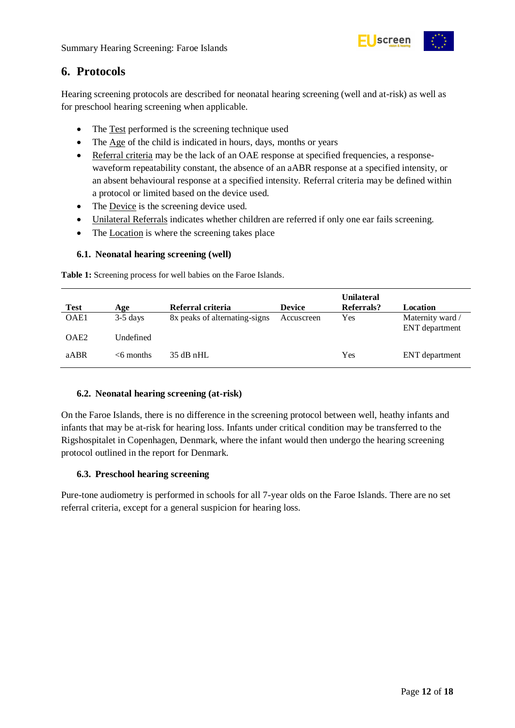## 6. Protocols

Hearing screening protocols are described for neonatal hearing screening (well and at-risk) as well as for preschool hearing screening when applicable.

- The Test performed is the screening technique used
- The Age of the child is indicated in hours, days, months or years
- Referral criteria may be the lack of an OAE response at specified frequencies, a response-waveform repeatability constant, the absence of an aABR response at a specified intensity, or an absent behavioural response at a specified intensity. Referral criteria may be defined within a protocol or limited based on the device used.
- The Device is the screening device used.
- Unilateral Referrals indicates whether children are referred if only one ear fails screening.
- The Location is where the screening takes place

### 6.1. Neonatal hearing screening (well)

**Table 1:** Screening process for well babies on the Faroe Islands.

| Test | Age | Referral criteria | Device | Unilateral Referrals? | Location |
|---|---|---|---|---|---|
| OAE1 | 3-5 days | 8x peaks of alternating-signs | Accuscreen | Yes | Maternity ward / ENT department |
| OAE2 | Undefined | | | | |
| aABR | <6 months | 35 dB nHL | | Yes | ENT department |

### 6.2. Neonatal hearing screening (at-risk)

On the Faroe Islands, there is no difference in the screening protocol between well, heathy infants and infants that may be at-risk for hearing loss. Infants under critical condition may be transferred to the Rigshospitalet in Copenhagen, Denmark, where the infant would then undergo the hearing screening protocol outlined in the report for Denmark.

### 6.3. Preschool hearing screening

Pure-tone audiometry is performed in schools for all 7-year olds on the Faroe Islands. There are no set referral criteria, except for a general suspicion for hearing loss.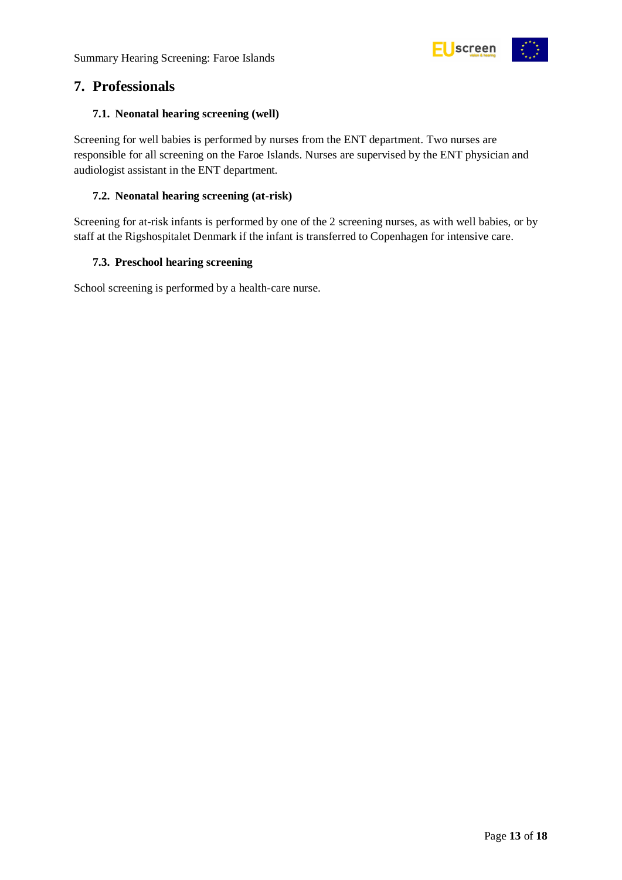## 7. Professionals

### 7.1. Neonatal hearing screening (well)

Screening for well babies is performed by nurses from the ENT department. Two nurses are responsible for all screening on the Faroe Islands. Nurses are supervised by the ENT physician and audiologist assistant in the ENT department.

### 7.2. Neonatal hearing screening (at-risk)

Screening for at-risk infants is performed by one of the 2 screening nurses, as with well babies, or by staff at the Rigshospitalet Denmark if the infant is transferred to Copenhagen for intensive care.

### 7.3. Preschool hearing screening

School screening is performed by a health-care nurse.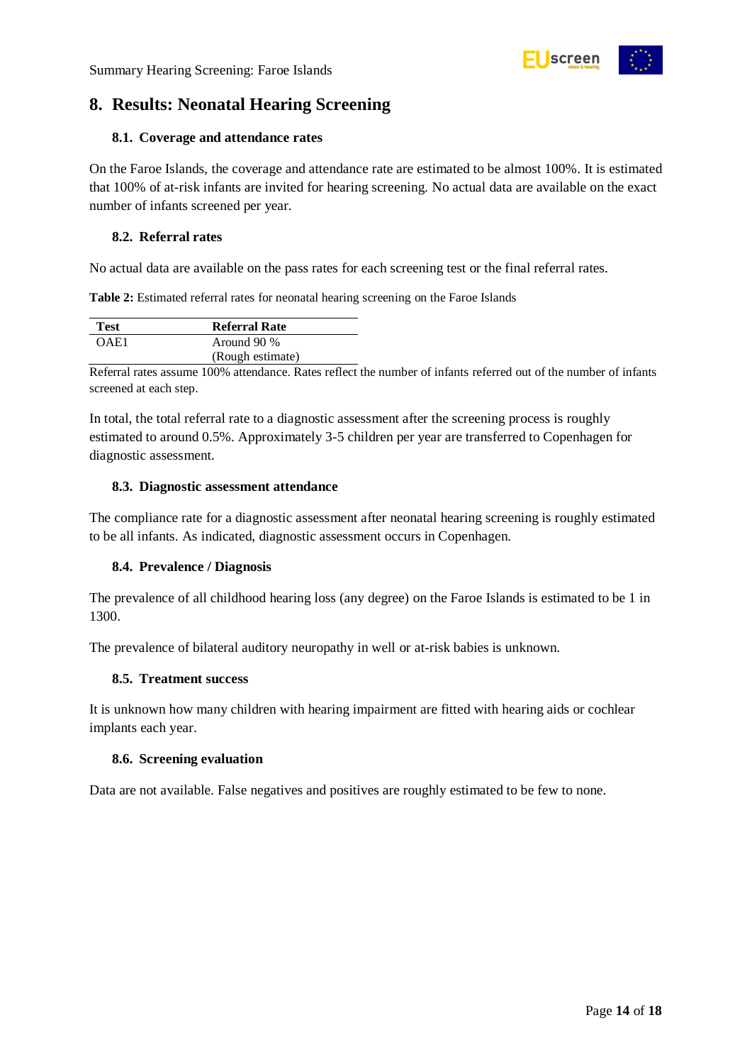# 8. Results: Neonatal Hearing Screening

## 8.1. Coverage and attendance rates

On the Faroe Islands, the coverage and attendance rate are estimated to be almost 100%. It is estimated that 100% of at-risk infants are invited for hearing screening. No actual data are available on the exact number of infants screened per year.

## 8.2. Referral rates

No actual data are available on the pass rates for each screening test or the final referral rates.

**Table 2:** Estimated referral rates for neonatal hearing screening on the Faroe Islands

| Test | Referral Rate |
|---|---|
| OAE1 | Around 90 % (Rough estimate) |

Referral rates assume 100% attendance. Rates reflect the number of infants referred out of the number of infants screened at each step.

In total, the total referral rate to a diagnostic assessment after the screening process is roughly estimated to around 0.5%. Approximately 3-5 children per year are transferred to Copenhagen for diagnostic assessment.

## 8.3. Diagnostic assessment attendance

The compliance rate for a diagnostic assessment after neonatal hearing screening is roughly estimated to be all infants. As indicated, diagnostic assessment occurs in Copenhagen.

## 8.4. Prevalence / Diagnosis

The prevalence of all childhood hearing loss (any degree) on the Faroe Islands is estimated to be 1 in 1300.

The prevalence of bilateral auditory neuropathy in well or at-risk babies is unknown.

## 8.5. Treatment success

It is unknown how many children with hearing impairment are fitted with hearing aids or cochlear implants each year.

## 8.6. Screening evaluation

Data are not available. False negatives and positives are roughly estimated to be few to none.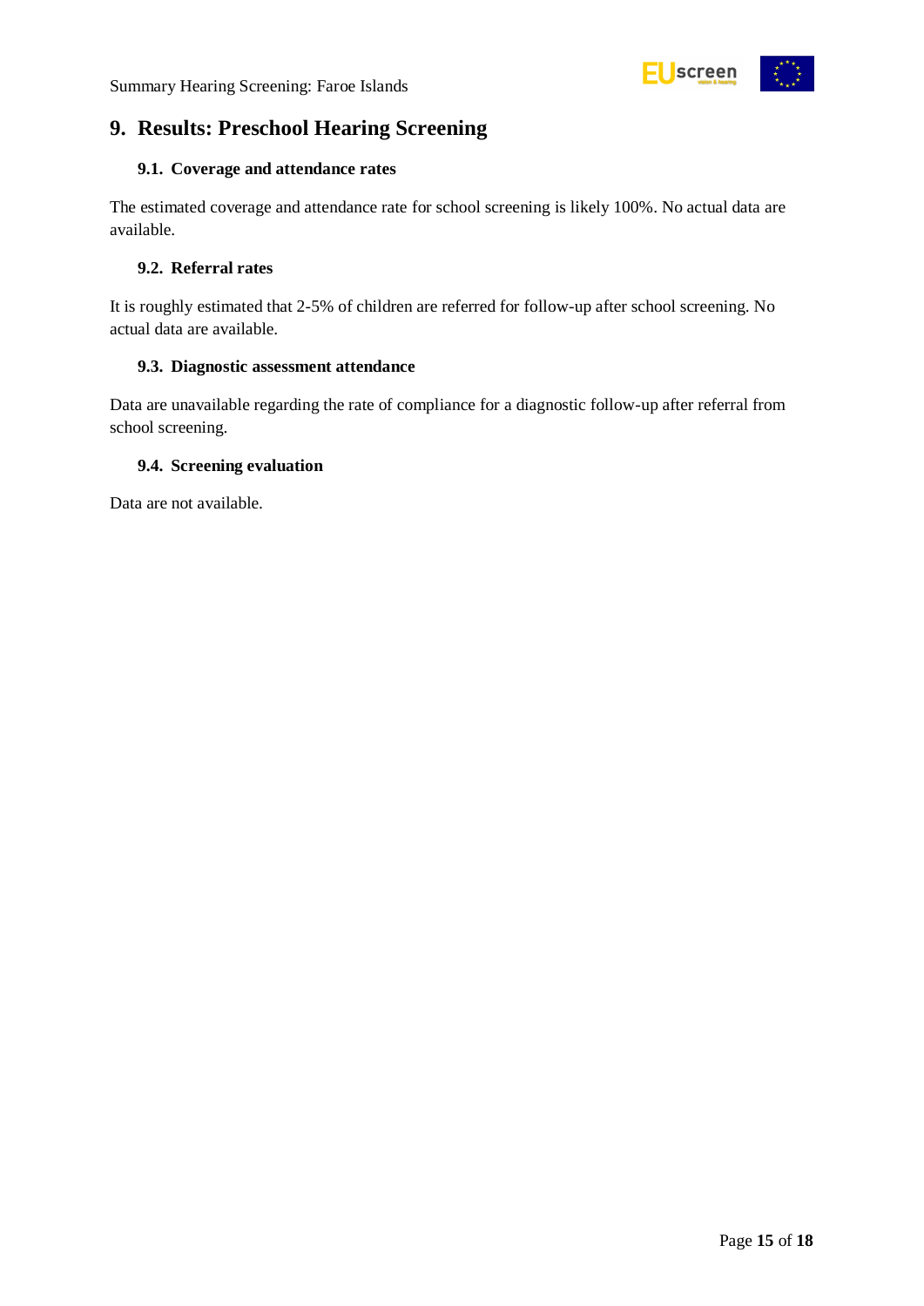# 9. Results: Preschool Hearing Screening

## 9.1. Coverage and attendance rates

The estimated coverage and attendance rate for school screening is likely 100%. No actual data are available.

## 9.2. Referral rates

It is roughly estimated that 2-5% of children are referred for follow-up after school screening. No actual data are available.

## 9.3. Diagnostic assessment attendance

Data are unavailable regarding the rate of compliance for a diagnostic follow-up after referral from school screening.

## 9.4. Screening evaluation

Data are not available.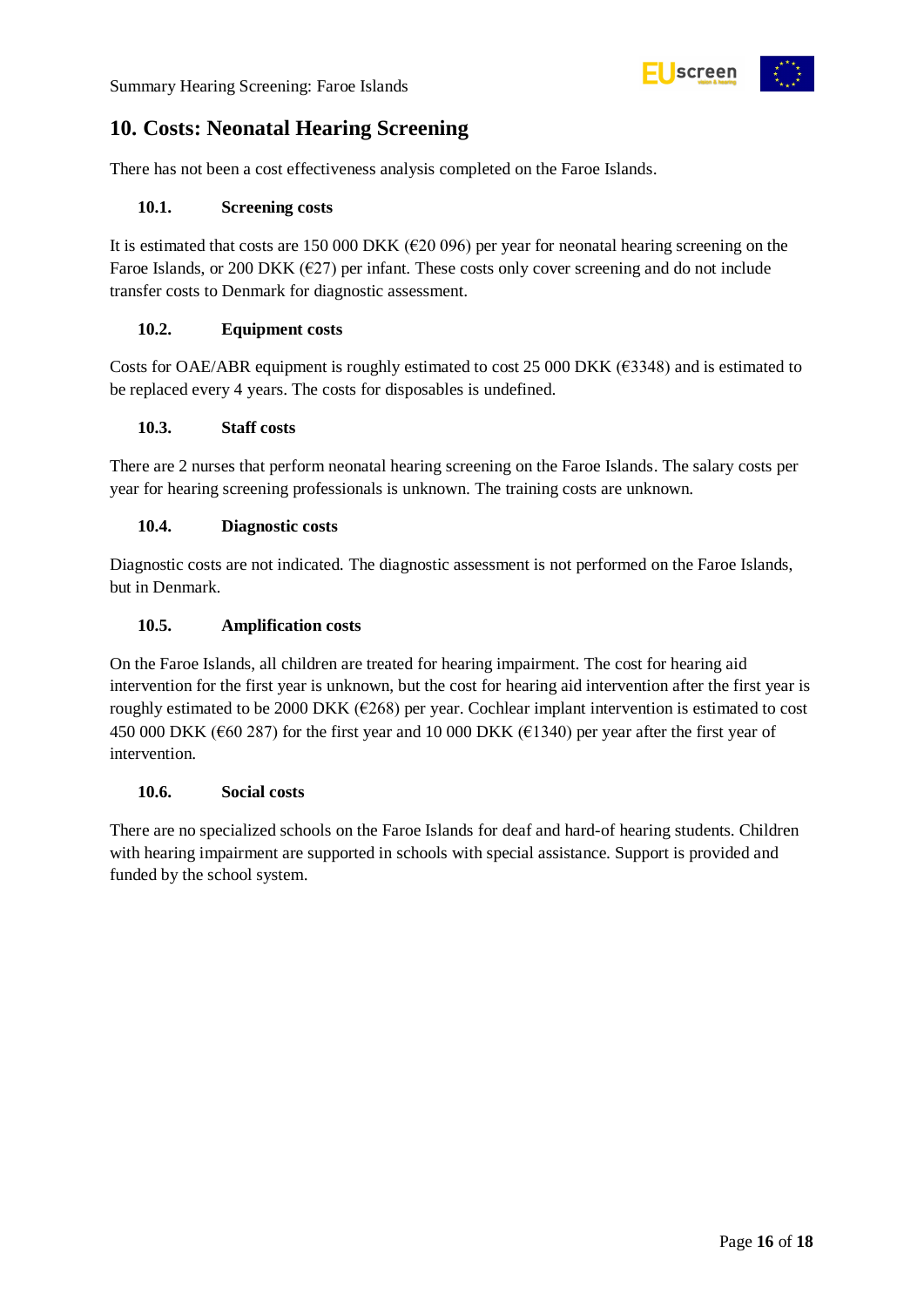## 10. Costs: Neonatal Hearing Screening

There has not been a cost effectiveness analysis completed on the Faroe Islands.

### 10.1. Screening costs

It is estimated that costs are 150 000 DKK (€20 096) per year for neonatal hearing screening on the Faroe Islands, or 200 DKK (€27) per infant. These costs only cover screening and do not include transfer costs to Denmark for diagnostic assessment.

### 10.2. Equipment costs

Costs for OAE/ABR equipment is roughly estimated to cost 25 000 DKK (€3348) and is estimated to be replaced every 4 years. The costs for disposables is undefined.

### 10.3. Staff costs

There are 2 nurses that perform neonatal hearing screening on the Faroe Islands. The salary costs per year for hearing screening professionals is unknown. The training costs are unknown.

### 10.4. Diagnostic costs

Diagnostic costs are not indicated. The diagnostic assessment is not performed on the Faroe Islands, but in Denmark.

### 10.5. Amplification costs

On the Faroe Islands, all children are treated for hearing impairment. The cost for hearing aid intervention for the first year is unknown, but the cost for hearing aid intervention after the first year is roughly estimated to be 2000 DKK (€268) per year. Cochlear implant intervention is estimated to cost 450 000 DKK (€60 287) for the first year and 10 000 DKK (€1340) per year after the first year of intervention.

### 10.6. Social costs

There are no specialized schools on the Faroe Islands for deaf and hard-of hearing students. Children with hearing impairment are supported in schools with special assistance. Support is provided and funded by the school system.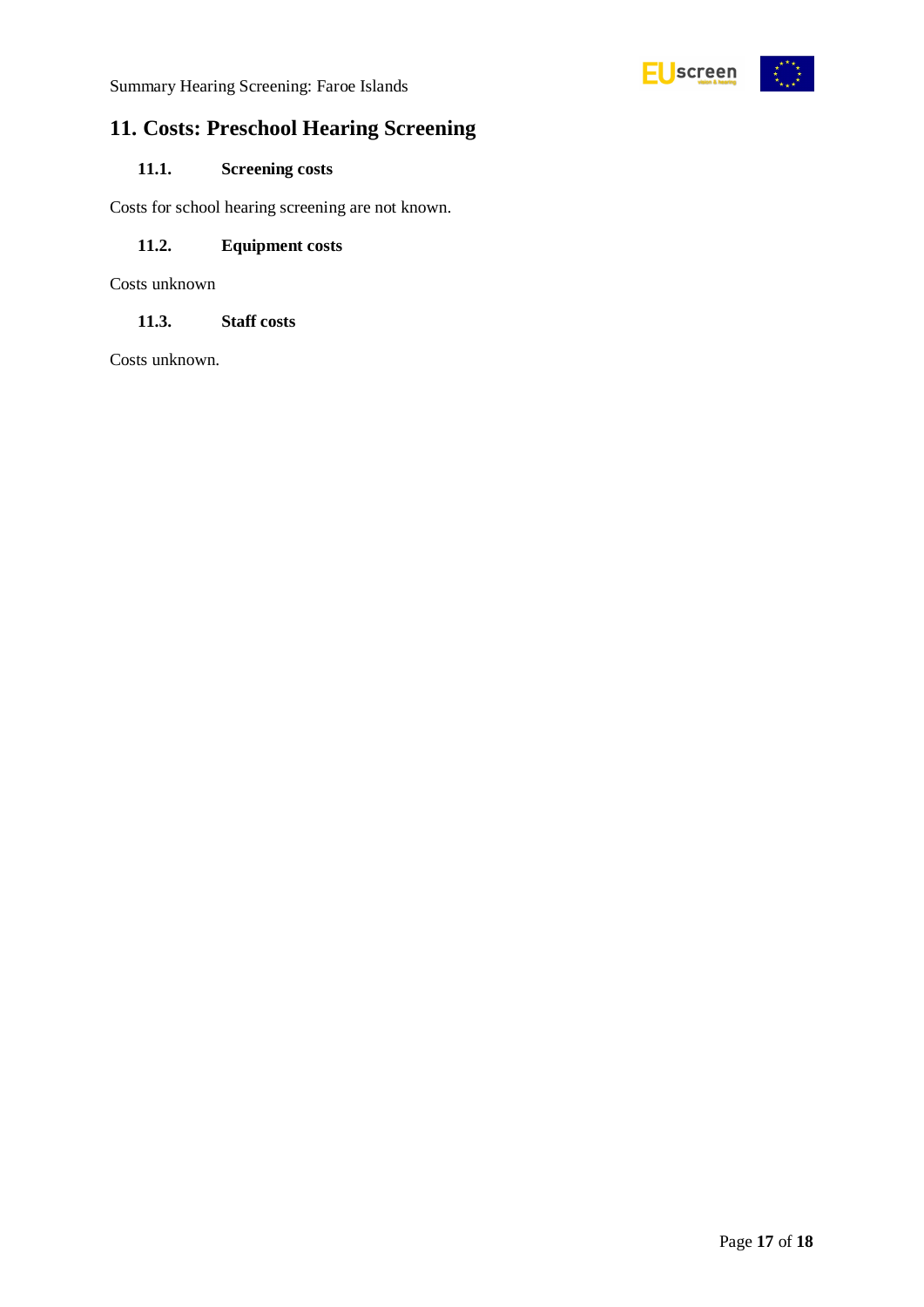# 11. Costs: Preschool Hearing Screening

### 11.1. Screening costs

Costs for school hearing screening are not known.

### 11.2. Equipment costs

Costs unknown

### 11.3. Staff costs

Costs unknown.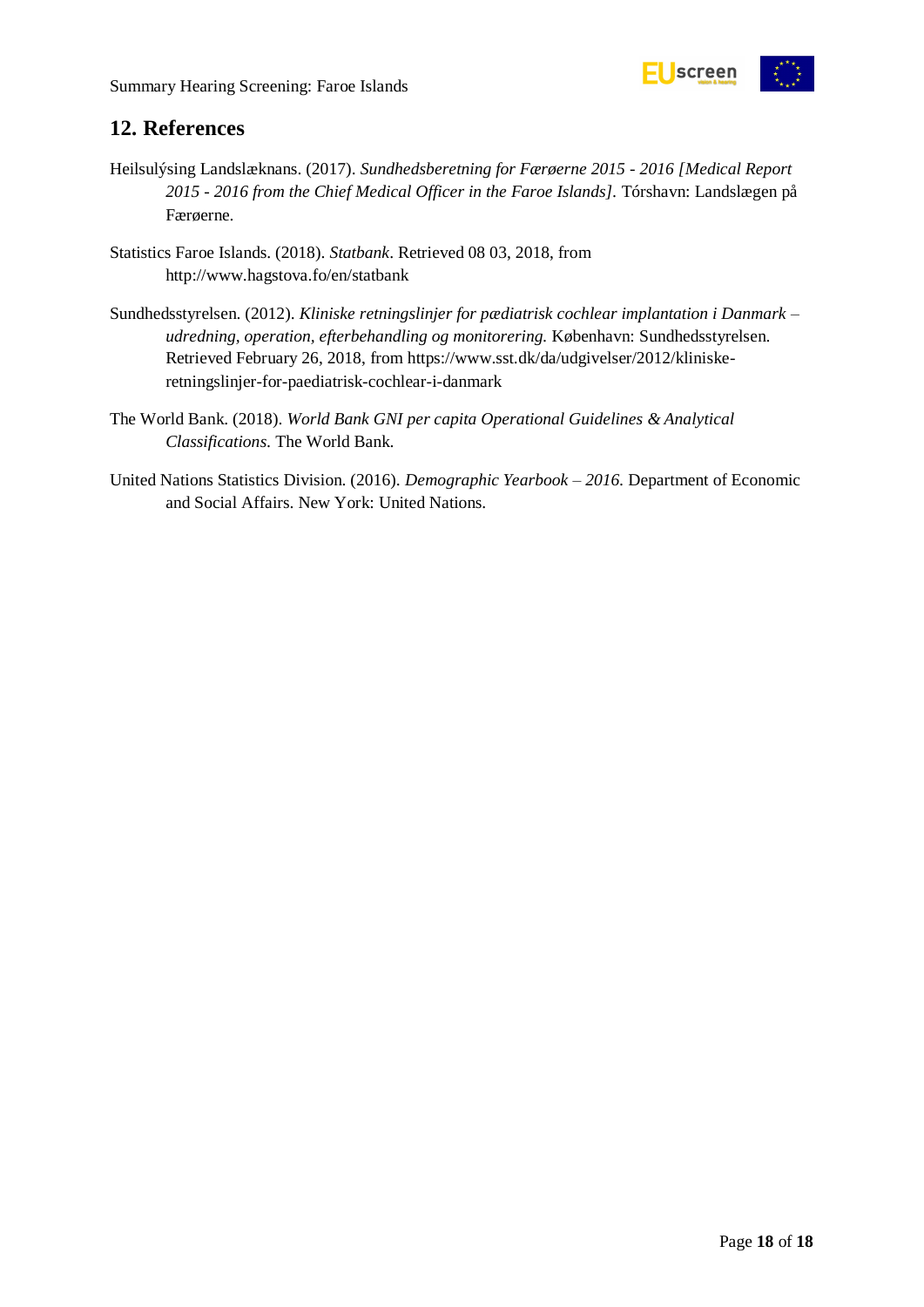## 12. References

Heilsulýsing Landslæknans. (2017). *Sundhedsberetning for Færøerne 2015 - 2016 [Medical Report 2015 - 2016 from the Chief Medical Officer in the Faroe Islands].* Tórshavn: Landslægen på Færøerne.

Statistics Faroe Islands. (2018). *Statbank*. Retrieved 08 03, 2018, from http://www.hagstova.fo/en/statbank

Sundhedsstyrelsen. (2012). *Kliniske retningslinjer for pædiatrisk cochlear implantation i Danmark – udredning, operation, efterbehandling og monitorering.* København: Sundhedsstyrelsen. Retrieved February 26, 2018, from https://www.sst.dk/da/udgivelser/2012/kliniske-retningslinjer-for-paediatrisk-cochlear-i-danmark

The World Bank. (2018). *World Bank GNI per capita Operational Guidelines & Analytical Classifications.* The World Bank.

United Nations Statistics Division. (2016). *Demographic Yearbook – 2016.* Department of Economic and Social Affairs. New York: United Nations.